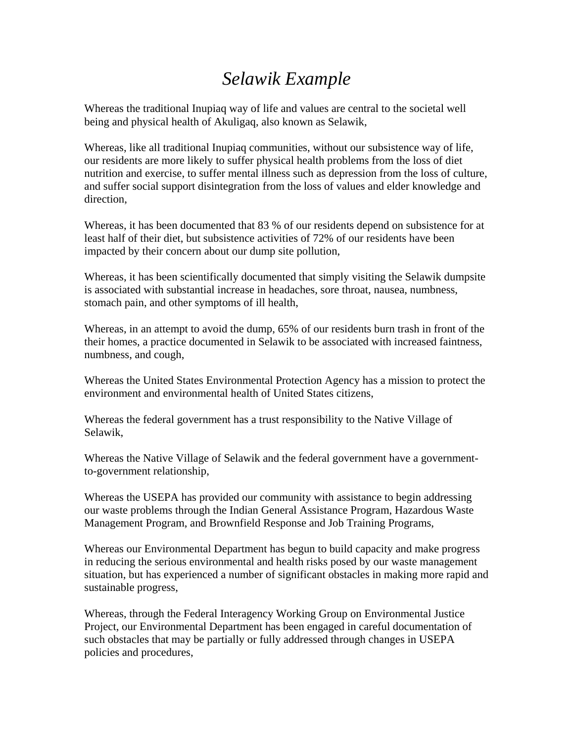# *Selawik Example*

Whereas the traditional Inupiaq way of life and values are central to the societal well being and physical health of Akuligaq, also known as Selawik,

Whereas, like all traditional Inupiaq communities, without our subsistence way of life, our residents are more likely to suffer physical health problems from the loss of diet nutrition and exercise, to suffer mental illness such as depression from the loss of culture, and suffer social support disintegration from the loss of values and elder knowledge and direction,

Whereas, it has been documented that 83 % of our residents depend on subsistence for at least half of their diet, but subsistence activities of 72% of our residents have been impacted by their concern about our dump site pollution,

Whereas, it has been scientifically documented that simply visiting the Selawik dumpsite is associated with substantial increase in headaches, sore throat, nausea, numbness, stomach pain, and other symptoms of ill health,

Whereas, in an attempt to avoid the dump, 65% of our residents burn trash in front of the their homes, a practice documented in Selawik to be associated with increased faintness, numbness, and cough,

Whereas the United States Environmental Protection Agency has a mission to protect the environment and environmental health of United States citizens,

Whereas the federal government has a trust responsibility to the Native Village of Selawik,

Whereas the Native Village of Selawik and the federal government have a government-to-government relationship,

Whereas the USEPA has provided our community with assistance to begin addressing our waste problems through the Indian General Assistance Program, Hazardous Waste Management Program, and Brownfield Response and Job Training Programs,

Whereas our Environmental Department has begun to build capacity and make progress in reducing the serious environmental and health risks posed by our waste management situation, but has experienced a number of significant obstacles in making more rapid and sustainable progress,

Whereas, through the Federal Interagency Working Group on Environmental Justice Project, our Environmental Department has been engaged in careful documentation of such obstacles that may be partially or fully addressed through changes in USEPA policies and procedures,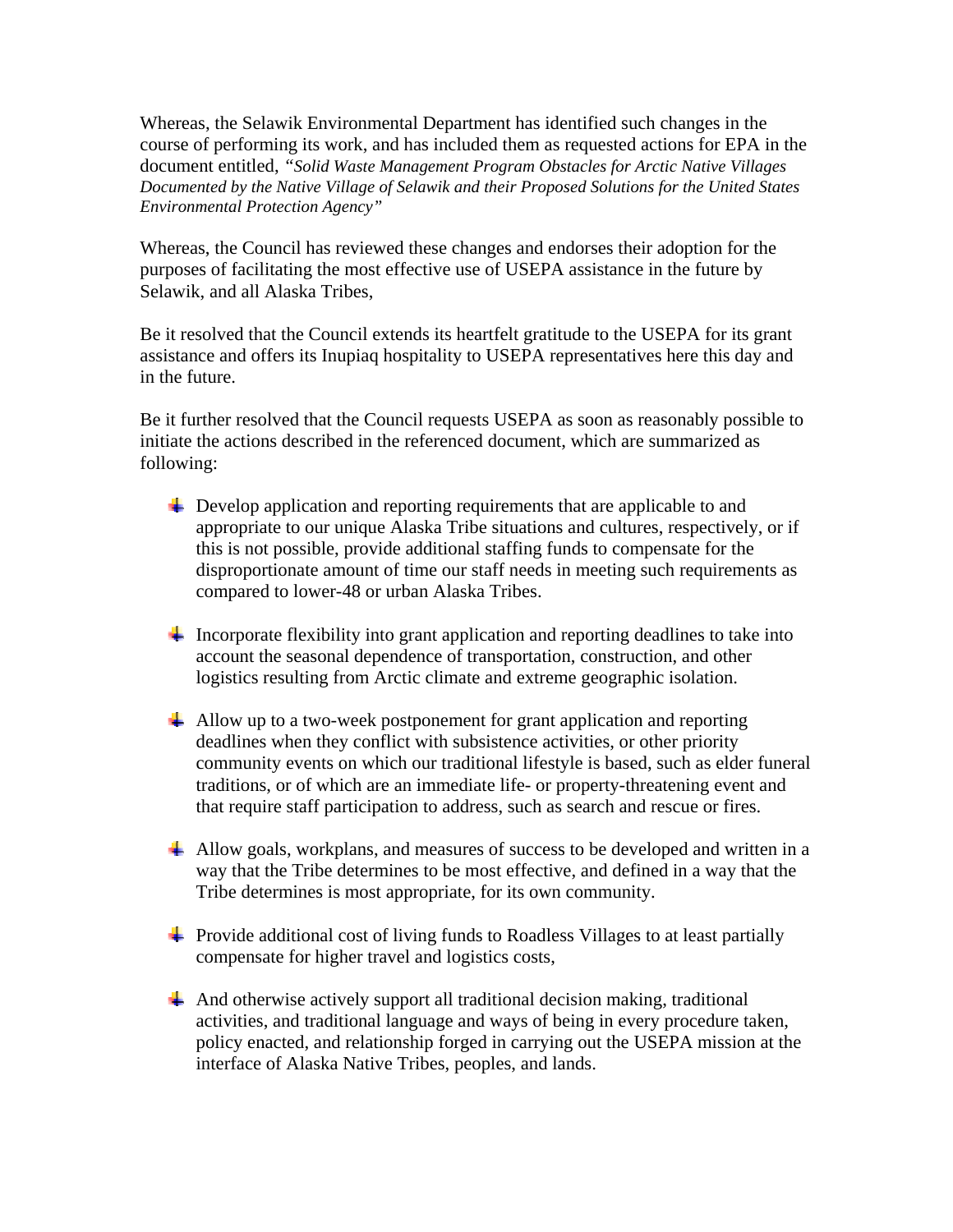Whereas, the Selawik Environmental Department has identified such changes in the course of performing its work, and has included them as requested actions for EPA in the document entitled, *"Solid Waste Management Program Obstacles for Arctic Native Villages Documented by the Native Village of Selawik and their Proposed Solutions for the United States Environmental Protection Agency"*

Whereas, the Council has reviewed these changes and endorses their adoption for the purposes of facilitating the most effective use of USEPA assistance in the future by Selawik, and all Alaska Tribes,

Be it resolved that the Council extends its heartfelt gratitude to the USEPA for its grant assistance and offers its Inupiaq hospitality to USEPA representatives here this day and in the future.

Be it further resolved that the Council requests USEPA as soon as reasonably possible to initiate the actions described in the referenced document, which are summarized as following:

- Develop application and reporting requirements that are applicable to and appropriate to our unique Alaska Tribe situations and cultures, respectively, or if this is not possible, provide additional staffing funds to compensate for the disproportionate amount of time our staff needs in meeting such requirements as compared to lower-48 or urban Alaska Tribes.

- Incorporate flexibility into grant application and reporting deadlines to take into account the seasonal dependence of transportation, construction, and other logistics resulting from Arctic climate and extreme geographic isolation.

- Allow up to a two-week postponement for grant application and reporting deadlines when they conflict with subsistence activities, or other priority community events on which our traditional lifestyle is based, such as elder funeral traditions, or of which are an immediate life- or property-threatening event and that require staff participation to address, such as search and rescue or fires.

- Allow goals, workplans, and measures of success to be developed and written in a way that the Tribe determines to be most effective, and defined in a way that the Tribe determines is most appropriate, for its own community.

- Provide additional cost of living funds to Roadless Villages to at least partially compensate for higher travel and logistics costs,

- And otherwise actively support all traditional decision making, traditional activities, and traditional language and ways of being in every procedure taken, policy enacted, and relationship forged in carrying out the USEPA mission at the interface of Alaska Native Tribes, peoples, and lands.